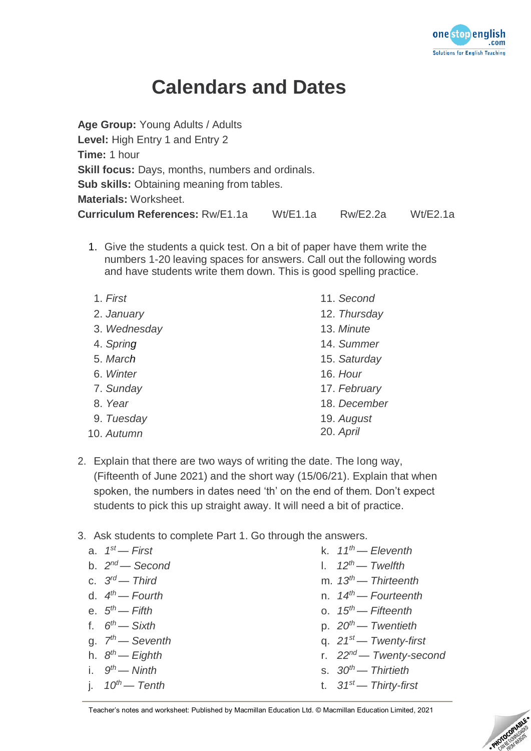# Calendars and Dates

**Age Group:** Young Adults / Adults
**Level:** High Entry 1 and Entry 2
**Time:** 1 hour
**Skill focus:** Days, months, numbers and ordinals.
**Sub skills:** Obtaining meaning from tables.
**Materials:** Worksheet.
**Curriculum References:** Rw/E1.1a Wt/E1.1a Rw/E2.2a Wt/E2.1a

1. Give the students a quick test. On a bit of paper have them write the numbers 1-20 leaving spaces for answers. Call out the following words and have students write them down. This is good spelling practice.

    1. *First*
    2. *January*
    3. *Wednesday*
    4. *Spring*
    5. *March*
    6. *Winter*
    7. *Sunday*
    8. *Year*
    9. *Tuesday*
    10. *Autumn*
    11. *Second*
    12. *Thursday*
    13. *Minute*
    14. *Summer*
    15. *Saturday*
    16. *Hour*
    17. *February*
    18. *December*
    19. *August*
    20. *April*

2. Explain that there are two ways of writing the date. The long way, (Fifteenth of June 2021) and the short way (15/06/21). Explain that when spoken, the numbers in dates need 'th' on the end of them. Don't expect students to pick this up straight away. It will need a bit of practice.

3. Ask students to complete Part 1. Go through the answers.

    a. *1st — First*
    b. *2nd — Second*
    c. *3rd — Third*
    d. *4th — Fourth*
    e. *5th — Fifth*
    f. *6th — Sixth*
    g. *7th — Seventh*
    h. *8th — Eighth*
    i. *9th — Ninth*
    j. *10th — Tenth*
    k. *11th — Eleventh*
    l. *12th — Twelfth*
    m. *13th — Thirteenth*
    n. *14th — Fourteenth*
    o. *15th — Fifteenth*
    p. *20th — Twentieth*
    q. *21st — Twenty-first*
    r. *22nd — Twenty-second*
    s. *30th — Thirtieth*
    t. *31st — Thirty-first*

Teacher's notes and worksheet: Published by Macmillan Education Ltd. © Macmillan Education Limited, 2021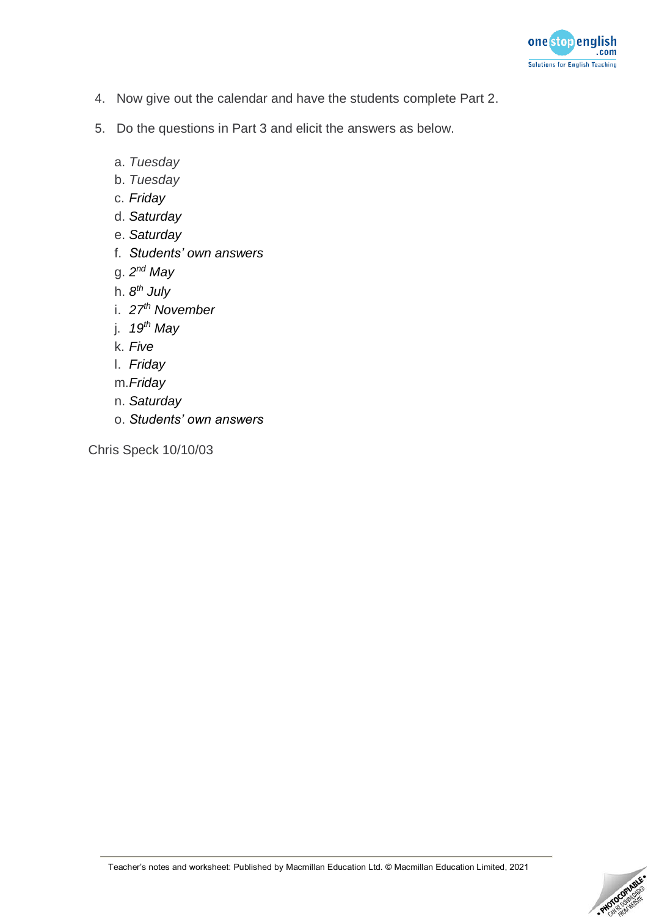4. Now give out the calendar and have the students complete Part 2.

5. Do the questions in Part 3 and elicit the answers as below.

   a. *Tuesday*
   b. *Tuesday*
   c. *Friday*
   d. *Saturday*
   e. *Saturday*
   f. *Students' own answers*
   g. *2nd May*
   h. *8th July*
   i. *27th November*
   j. *19th May*
   k. *Five*
   l. *Friday*
   m. *Friday*
   n. *Saturday*
   o. *Students' own answers*

Chris Speck 10/10/03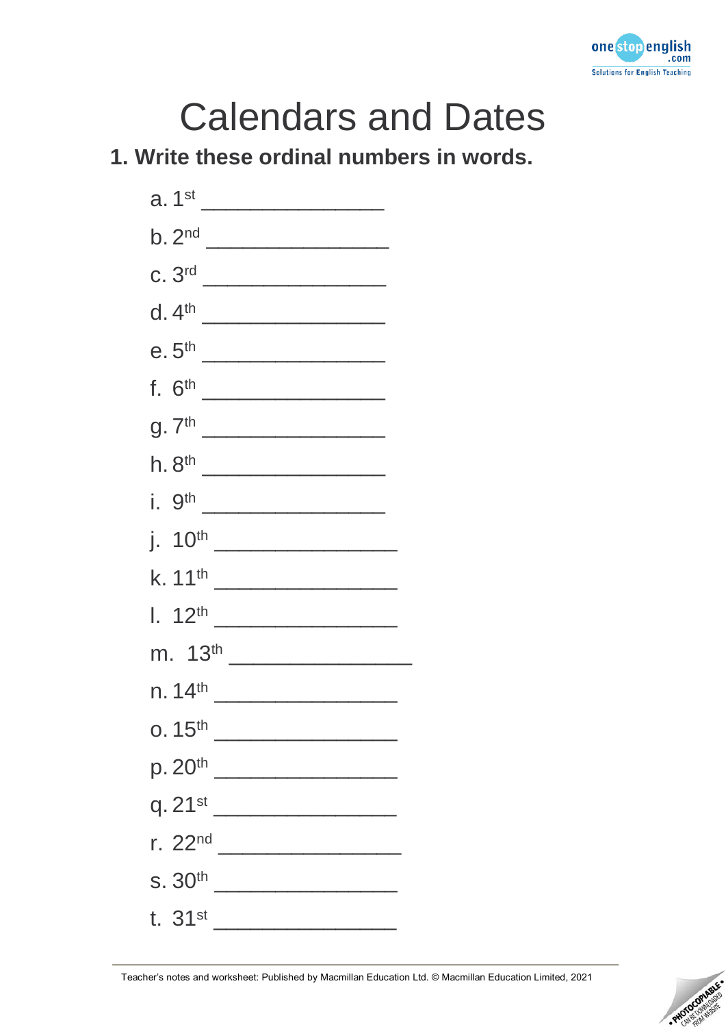# Calendars and Dates

## 1. Write these ordinal numbers in words.

a. $1^{st}$ ________________

b. $2^{nd}$ ________________

c. $3^{rd}$ ________________

d. $4^{th}$ ________________

e. $5^{th}$ ________________

f. $6^{th}$ ________________

g. $7^{th}$ ________________

h. $8^{th}$ ________________

i. $9^{th}$ ________________

j. $10^{th}$ ________________

k. $11^{th}$ ________________

l. $12^{th}$ ________________

m. $13^{th}$ ________________

n. $14^{th}$ ________________

o. $15^{th}$ ________________

p. $20^{th}$ ________________

q. $21^{st}$ ________________

r. $22^{nd}$ ________________

s. $30^{th}$ ________________

t. $31^{st}$ ________________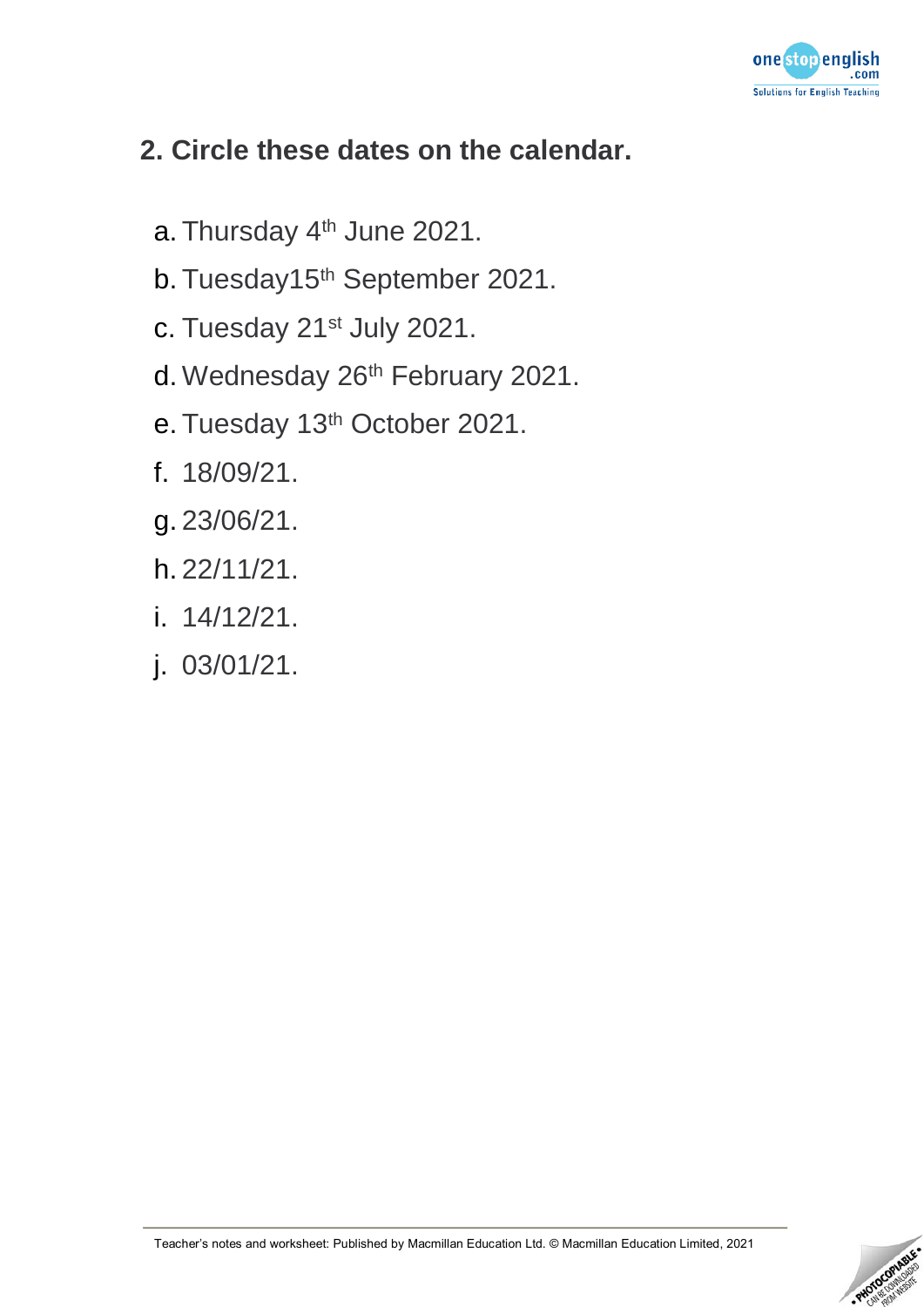## 2. Circle these dates on the calendar.

a. Thursday 4th June 2021.

b. Tuesday15th September 2021.

c. Tuesday 21st July 2021.

d. Wednesday 26th February 2021.

e. Tuesday 13th October 2021.

f. 18/09/21.

g. 23/06/21.

h. 22/11/21.

i. 14/12/21.

j. 03/01/21.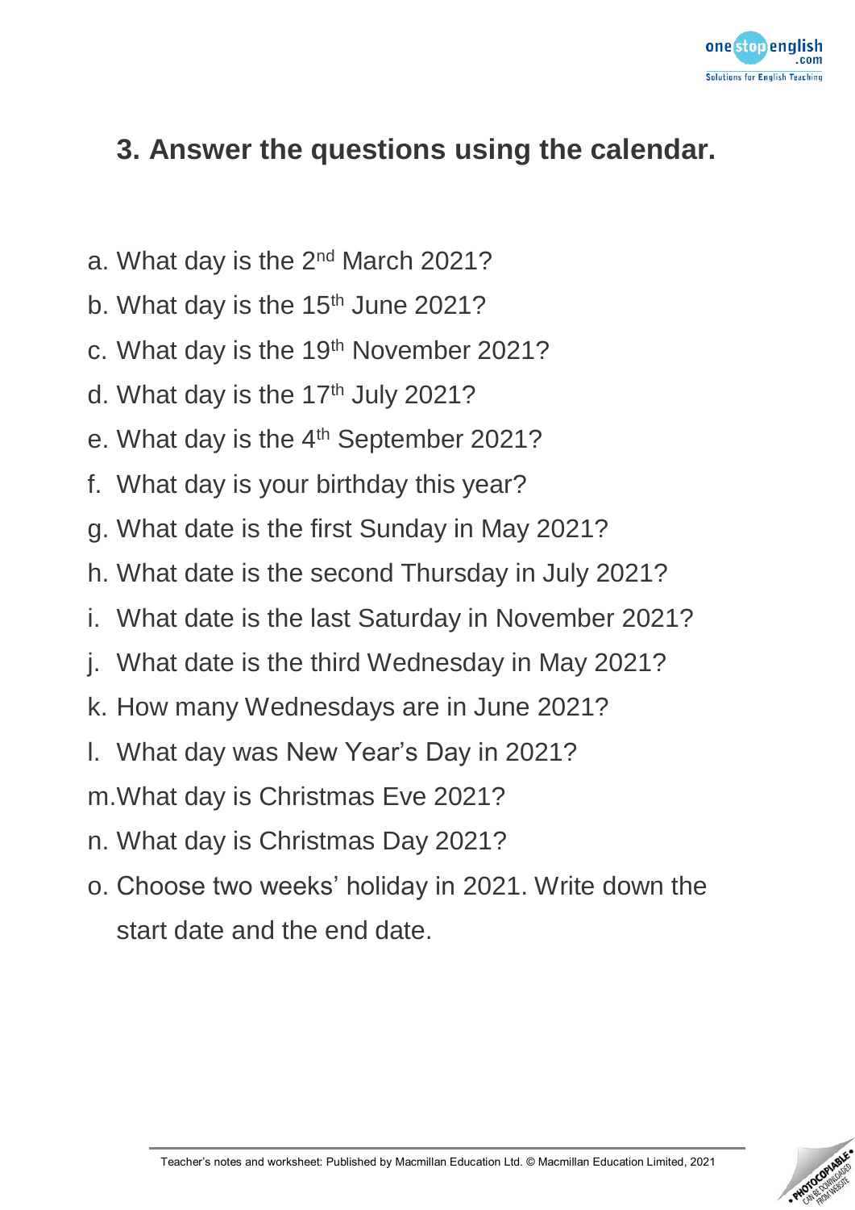## 3. Answer the questions using the calendar.

a. What day is the 2nd March 2021?
b. What day is the 15th June 2021?
c. What day is the 19th November 2021?
d. What day is the 17th July 2021?
e. What day is the 4th September 2021?
f. What day is your birthday this year?
g. What date is the first Sunday in May 2021?
h. What date is the second Thursday in July 2021?
i. What date is the last Saturday in November 2021?
j. What date is the third Wednesday in May 2021?
k. How many Wednesdays are in June 2021?
l. What day was New Year's Day in 2021?
m. What day is Christmas Eve 2021?
n. What day is Christmas Day 2021?
o. Choose two weeks' holiday in 2021. Write down the start date and the end date.

Teacher's notes and worksheet: Published by Macmillan Education Ltd. © Macmillan Education Limited, 2021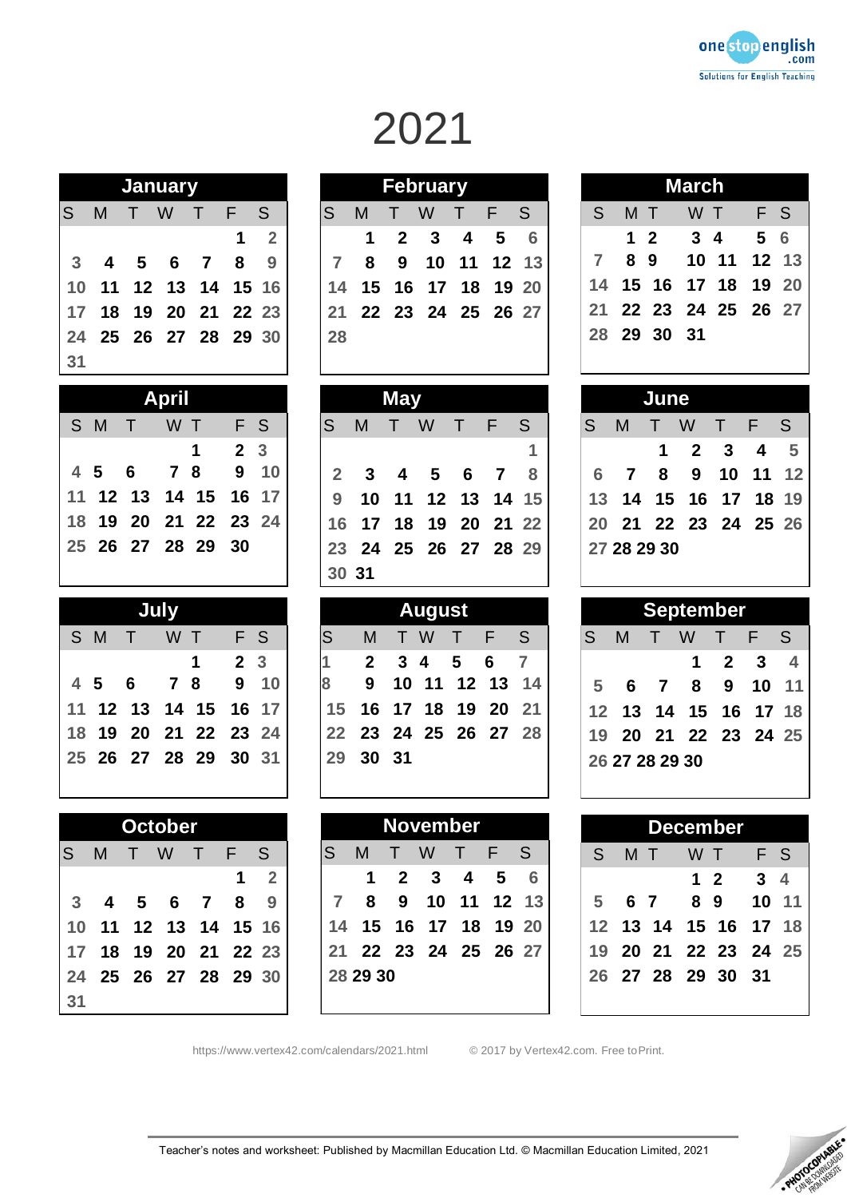# 2021

## January

| S | M | T | W | T | F | S |
|---|---|---|---|---|---|---|
| | | | | | 1 | 2 |
| 3 | 4 | 5 | 6 | 7 | 8 | 9 |
| 10 | 11 | 12 | 13 | 14 | 15 | 16 |
| 17 | 18 | 19 | 20 | 21 | 22 | 23 |
| 24 | 25 | 26 | 27 | 28 | 29 | 30 |
| 31 | | | | | | |

## February

| S | M | T | W | T | F | S |
|---|---|---|---|---|---|---|
| | 1 | 2 | 3 | 4 | 5 | 6 |
| 7 | 8 | 9 | 10 | 11 | 12 | 13 |
| 14 | 15 | 16 | 17 | 18 | 19 | 20 |
| 21 | 22 | 23 | 24 | 25 | 26 | 27 |
| 28 | | | | | | |

## March

| S | M | T | W | T | F | S |
|---|---|---|---|---|---|---|
| | 1 | 2 | 3 | 4 | 5 | 6 |
| 7 | 8 | 9 | 10 | 11 | 12 | 13 |
| 14 | 15 | 16 | 17 | 18 | 19 | 20 |
| 21 | 22 | 23 | 24 | 25 | 26 | 27 |
| 28 | 29 | 30 | 31 | | | |

## April

| S | M | T | W | T | F | S |
|---|---|---|---|---|---|---|
| | | | | 1 | 2 | 3 |
| 4 | 5 | 6 | 7 | 8 | 9 | 10 |
| 11 | 12 | 13 | 14 | 15 | 16 | 17 |
| 18 | 19 | 20 | 21 | 22 | 23 | 24 |
| 25 | 26 | 27 | 28 | 29 | 30 | |

## May

| S | M | T | W | T | F | S |
|---|---|---|---|---|---|---|
| | | | | | | 1 |
| 2 | 3 | 4 | 5 | 6 | 7 | 8 |
| 9 | 10 | 11 | 12 | 13 | 14 | 15 |
| 16 | 17 | 18 | 19 | 20 | 21 | 22 |
| 23 | 24 | 25 | 26 | 27 | 28 | 29 |
| 30 | 31 | | | | | |

## June

| S | M | T | W | T | F | S |
|---|---|---|---|---|---|---|
| | | 1 | 2 | 3 | 4 | 5 |
| 6 | 7 | 8 | 9 | 10 | 11 | 12 |
| 13 | 14 | 15 | 16 | 17 | 18 | 19 |
| 20 | 21 | 22 | 23 | 24 | 25 | 26 |
| 27 | 28 | 29 | 30 | | | |

## July

| S | M | T | W | T | F | S |
|---|---|---|---|---|---|---|
| | | | | 1 | 2 | 3 |
| 4 | 5 | 6 | 7 | 8 | 9 | 10 |
| 11 | 12 | 13 | 14 | 15 | 16 | 17 |
| 18 | 19 | 20 | 21 | 22 | 23 | 24 |
| 25 | 26 | 27 | 28 | 29 | 30 | 31 |

## August

| S | M | T | W | T | F | S |
|---|---|---|---|---|---|---|
| 1 | 2 | 3 | 4 | 5 | 6 | 7 |
| 8 | 9 | 10 | 11 | 12 | 13 | 14 |
| 15 | 16 | 17 | 18 | 19 | 20 | 21 |
| 22 | 23 | 24 | 25 | 26 | 27 | 28 |
| 29 | 30 | 31 | | | | |

## September

| S | M | T | W | T | F | S |
|---|---|---|---|---|---|---|
| | | | 1 | 2 | 3 | 4 |
| 5 | 6 | 7 | 8 | 9 | 10 | 11 |
| 12 | 13 | 14 | 15 | 16 | 17 | 18 |
| 19 | 20 | 21 | 22 | 23 | 24 | 25 |
| 26 | 27 | 28 | 29 | 30 | | |

## October

| S | M | T | W | T | F | S |
|---|---|---|---|---|---|---|
| | | | | | 1 | 2 |
| 3 | 4 | 5 | 6 | 7 | 8 | 9 |
| 10 | 11 | 12 | 13 | 14 | 15 | 16 |
| 17 | 18 | 19 | 20 | 21 | 22 | 23 |
| 24 | 25 | 26 | 27 | 28 | 29 | 30 |
| 31 | | | | | | |

## November

| S | M | T | W | T | F | S |
|---|---|---|---|---|---|---|
| | 1 | 2 | 3 | 4 | 5 | 6 |
| 7 | 8 | 9 | 10 | 11 | 12 | 13 |
| 14 | 15 | 16 | 17 | 18 | 19 | 20 |
| 21 | 22 | 23 | 24 | 25 | 26 | 27 |
| 28 | 29 | 30 | | | | |

## December

| S | M | T | W | T | F | S |
|---|---|---|---|---|---|---|
| | | | 1 | 2 | 3 | 4 |
| 5 | 6 | 7 | 8 | 9 | 10 | 11 |
| 12 | 13 | 14 | 15 | 16 | 17 | 18 |
| 19 | 20 | 21 | 22 | 23 | 24 | 25 |
| 26 | 27 | 28 | 29 | 30 | 31 | |

https://www.vertex42.com/calendars/2021.html © 2017 by Vertex42.com. Free to Print.

Teacher's notes and worksheet: Published by Macmillan Education Ltd. © Macmillan Education Limited, 2021